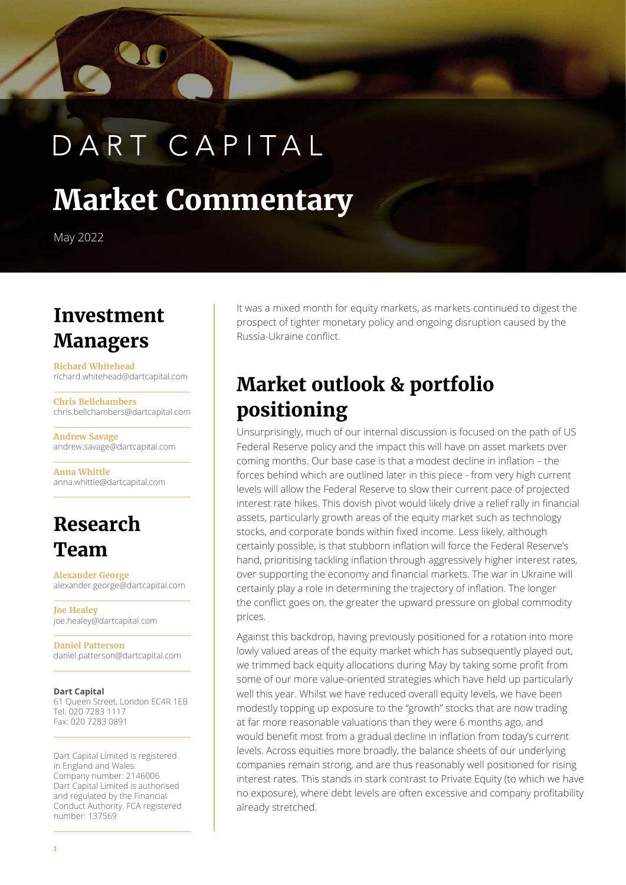DART CAPITAL

# Market Commentary

May 2022

## Investment Managers

**Richard Whitehead**
richard.whitehead@dartcapital.com

**Chris Bellchambers**
chris.bellchambers@dartcapital.com

**Andrew Savage**
andrew.savage@dartcapital.com

**Anna Whittle**
anna.whittle@dartcapital.com

## Research Team

**Alexander George**
alexander.george@dartcapital.com

**Joe Healey**
joe.healey@dartcapital.com

**Daniel Patterson**
daniel.patterson@dartcapital.com

**Dart Capital**
61 Queen Street, London EC4R 1EB
Tel: 020 7283 1117
Fax: 020 7283 0891

Dart Capital Limited is registered in England and Wales. Company number: 2146006 Dart Capital Limited is authorised and regulated by the Financial Conduct Authority. FCA registered number: 137569

It was a mixed month for equity markets, as markets continued to digest the prospect of tighter monetary policy and ongoing disruption caused by the Russia-Ukraine conflict.

## Market outlook & portfolio positioning

Unsurprisingly, much of our internal discussion is focused on the path of US Federal Reserve policy and the impact this will have on asset markets over coming months. Our base case is that a modest decline in inflation – the forces behind which are outlined later in this piece - from very high current levels will allow the Federal Reserve to slow their current pace of projected interest rate hikes. This dovish pivot would likely drive a relief rally in financial assets, particularly growth areas of the equity market such as technology stocks, and corporate bonds within fixed income. Less likely, although certainly possible, is that stubborn inflation will force the Federal Reserve's hand, prioritising tackling inflation through aggressively higher interest rates, over supporting the economy and financial markets. The war in Ukraine will certainly play a role in determining the trajectory of inflation. The longer the conflict goes on, the greater the upward pressure on global commodity prices.

Against this backdrop, having previously positioned for a rotation into more lowly valued areas of the equity market which has subsequently played out, we trimmed back equity allocations during May by taking some profit from some of our more value-oriented strategies which have held up particularly well this year. Whilst we have reduced overall equity levels, we have been modestly topping up exposure to the "growth" stocks that are now trading at far more reasonable valuations than they were 6 months ago, and would benefit most from a gradual decline in inflation from today's current levels. Across equities more broadly, the balance sheets of our underlying companies remain strong, and are thus reasonably well positioned for rising interest rates. This stands in stark contrast to Private Equity (to which we have no exposure), where debt levels are often excessive and company profitability already stretched.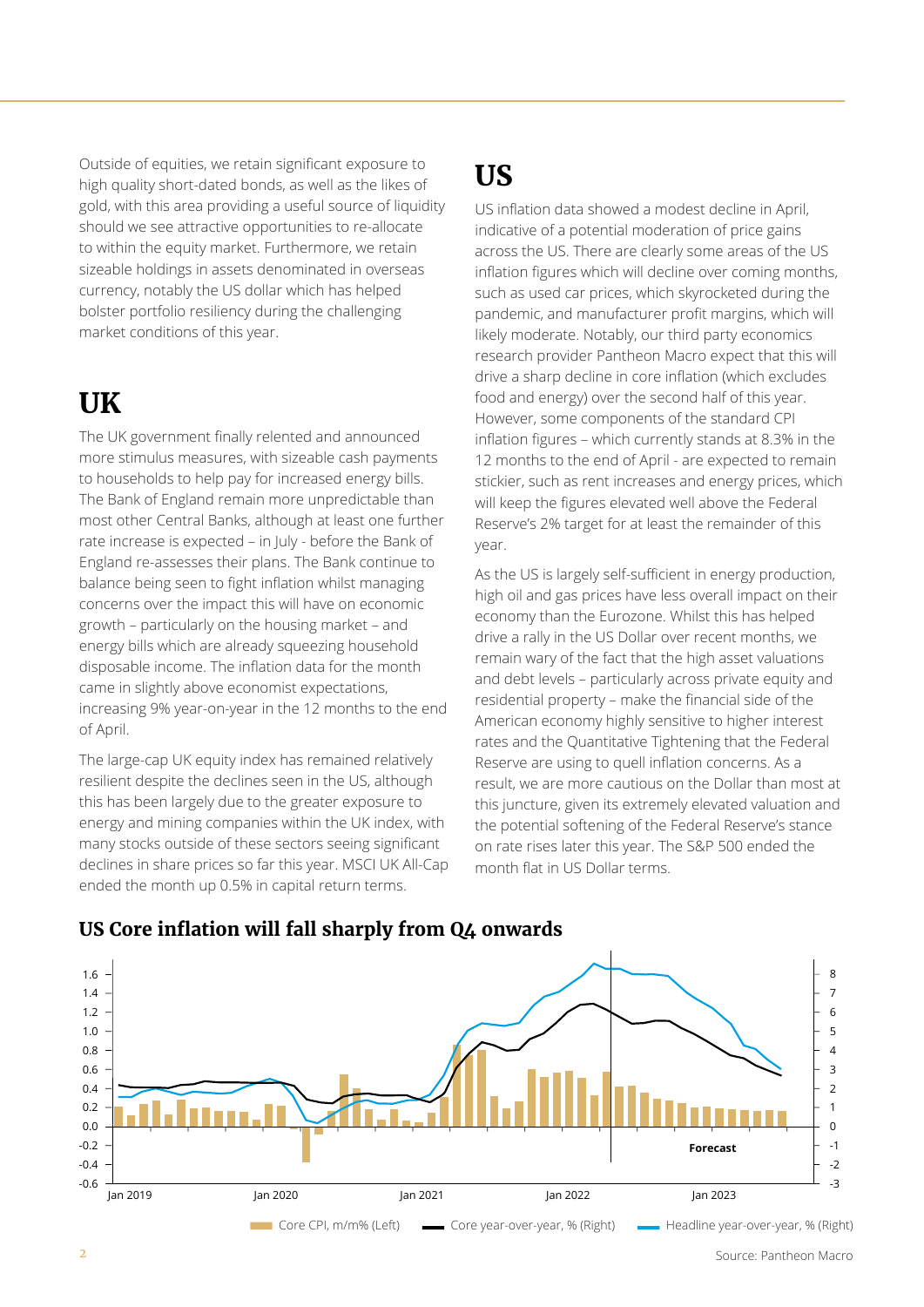Outside of equities, we retain significant exposure to high quality short-dated bonds, as well as the likes of gold, with this area providing a useful source of liquidity should we see attractive opportunities to re-allocate to within the equity market. Furthermore, we retain sizeable holdings in assets denominated in overseas currency, notably the US dollar which has helped bolster portfolio resiliency during the challenging market conditions of this year.

# UK

The UK government finally relented and announced more stimulus measures, with sizeable cash payments to households to help pay for increased energy bills. The Bank of England remain more unpredictable than most other Central Banks, although at least one further rate increase is expected – in July - before the Bank of England re-assesses their plans. The Bank continue to balance being seen to fight inflation whilst managing concerns over the impact this will have on economic growth – particularly on the housing market – and energy bills which are already squeezing household disposable income. The inflation data for the month came in slightly above economist expectations, increasing 9% year-on-year in the 12 months to the end of April.

The large-cap UK equity index has remained relatively resilient despite the declines seen in the US, although this has been largely due to the greater exposure to energy and mining companies within the UK index, with many stocks outside of these sectors seeing significant declines in share prices so far this year. MSCI UK All-Cap ended the month up 0.5% in capital return terms.

# US

US inflation data showed a modest decline in April, indicative of a potential moderation of price gains across the US. There are clearly some areas of the US inflation figures which will decline over coming months, such as used car prices, which skyrocketed during the pandemic, and manufacturer profit margins, which will likely moderate. Notably, our third party economics research provider Pantheon Macro expect that this will drive a sharp decline in core inflation (which excludes food and energy) over the second half of this year. However, some components of the standard CPI inflation figures – which currently stands at 8.3% in the 12 months to the end of April - are expected to remain stickier, such as rent increases and energy prices, which will keep the figures elevated well above the Federal Reserve's 2% target for at least the remainder of this year.

As the US is largely self-sufficient in energy production, high oil and gas prices have less overall impact on their economy than the Eurozone. Whilst this has helped drive a rally in the US Dollar over recent months, we remain wary of the fact that the high asset valuations and debt levels – particularly across private equity and residential property – make the financial side of the American economy highly sensitive to higher interest rates and the Quantitative Tightening that the Federal Reserve are using to quell inflation concerns. As a result, we are more cautious on the Dollar than most at this juncture, given its extremely elevated valuation and the potential softening of the Federal Reserve's stance on rate rises later this year. The S&P 500 ended the month flat in US Dollar terms.

## US Core inflation will fall sharply from Q4 onwards

Core CPI, m/m% (Left) | Core year-over-year, % (Right) | Headline year-over-year, % (Right)

Forecast

Source: Pantheon Macro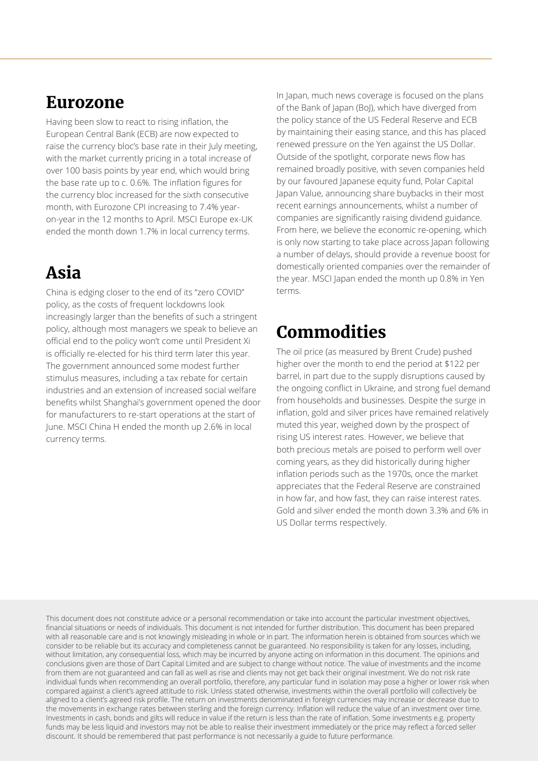## Eurozone

Having been slow to react to rising inflation, the European Central Bank (ECB) are now expected to raise the currency bloc's base rate in their July meeting, with the market currently pricing in a total increase of over 100 basis points by year end, which would bring the base rate up to c. 0.6%. The inflation figures for the currency bloc increased for the sixth consecutive month, with Eurozone CPI increasing to 7.4% year-on-year in the 12 months to April. MSCI Europe ex-UK ended the month down 1.7% in local currency terms.

## Asia

China is edging closer to the end of its "zero COVID" policy, as the costs of frequent lockdowns look increasingly larger than the benefits of such a stringent policy, although most managers we speak to believe an official end to the policy won't come until President Xi is officially re-elected for his third term later this year. The government announced some modest further stimulus measures, including a tax rebate for certain industries and an extension of increased social welfare benefits whilst Shanghai's government opened the door for manufacturers to re-start operations at the start of June. MSCI China H ended the month up 2.6% in local currency terms.

In Japan, much news coverage is focused on the plans of the Bank of Japan (BoJ), which have diverged from the policy stance of the US Federal Reserve and ECB by maintaining their easing stance, and this has placed renewed pressure on the Yen against the US Dollar. Outside of the spotlight, corporate news flow has remained broadly positive, with seven companies held by our favoured Japanese equity fund, Polar Capital Japan Value, announcing share buybacks in their most recent earnings announcements, whilst a number of companies are significantly raising dividend guidance. From here, we believe the economic re-opening, which is only now starting to take place across Japan following a number of delays, should provide a revenue boost for domestically oriented companies over the remainder of the year. MSCI Japan ended the month up 0.8% in Yen terms.

## Commodities

The oil price (as measured by Brent Crude) pushed higher over the month to end the period at $122 per barrel, in part due to the supply disruptions caused by the ongoing conflict in Ukraine, and strong fuel demand from households and businesses. Despite the surge in inflation, gold and silver prices have remained relatively muted this year, weighed down by the prospect of rising US interest rates. However, we believe that both precious metals are poised to perform well over coming years, as they did historically during higher inflation periods such as the 1970s, once the market appreciates that the Federal Reserve are constrained in how far, and how fast, they can raise interest rates. Gold and silver ended the month down 3.3% and 6% in US Dollar terms respectively.

This document does not constitute advice or a personal recommendation or take into account the particular investment objectives, financial situations or needs of individuals. This document is not intended for further distribution. This document has been prepared with all reasonable care and is not knowingly misleading in whole or in part. The information herein is obtained from sources which we consider to be reliable but its accuracy and completeness cannot be guaranteed. No responsibility is taken for any losses, including, without limitation, any consequential loss, which may be incurred by anyone acting on information in this document. The opinions and conclusions given are those of Dart Capital Limited and are subject to change without notice. The value of investments and the income from them are not guaranteed and can fall as well as rise and clients may not get back their original investment. We do not risk rate individual funds when recommending an overall portfolio, therefore, any particular fund in isolation may pose a higher or lower risk when compared against a client's agreed attitude to risk. Unless stated otherwise, investments within the overall portfolio will collectively be aligned to a client's agreed risk profile. The return on investments denominated in foreign currencies may increase or decrease due to the movements in exchange rates between sterling and the foreign currency. Inflation will reduce the value of an investment over time. Investments in cash, bonds and gilts will reduce in value if the return is less than the rate of inflation. Some investments e.g. property funds may be less liquid and investors may not be able to realise their investment immediately or the price may reflect a forced seller discount. It should be remembered that past performance is not necessarily a guide to future performance.